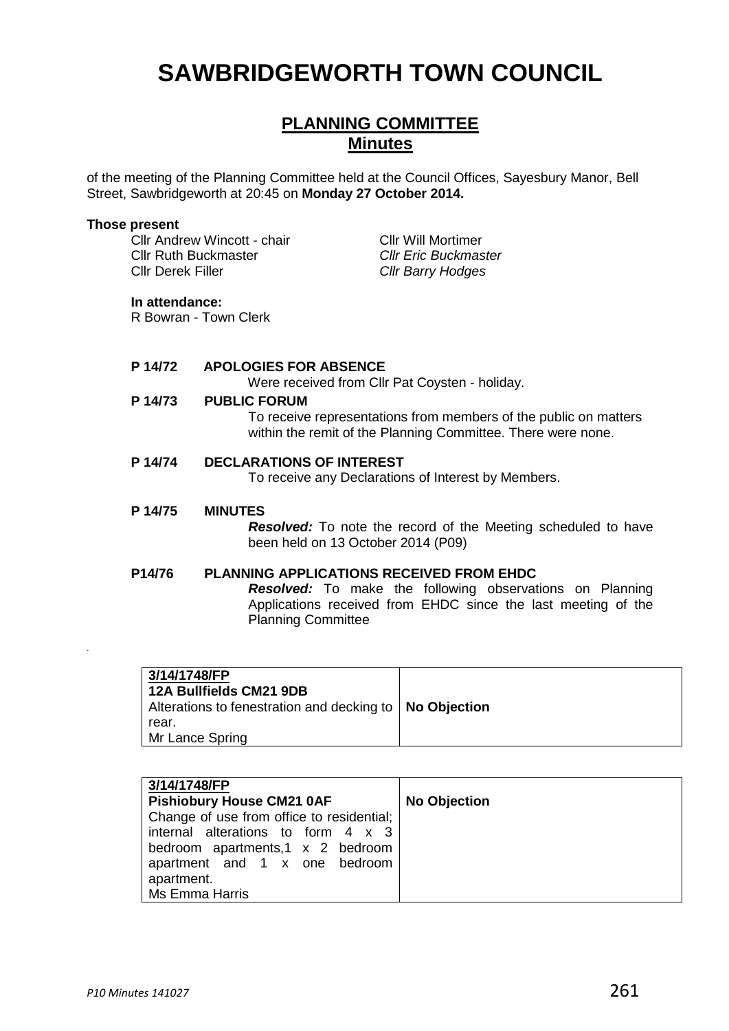# SAWBRIDGEWORTH TOWN COUNCIL

## PLANNING COMMITTEE
## Minutes

of the meeting of the Planning Committee held at the Council Offices, Sayesbury Manor, Bell Street, Sawbridgeworth at 20:45 on **Monday 27 October 2014.**

**Those present**

Cllr Andrew Wincott - chair
Cllr Ruth Buckmaster
Cllr Derek Filler
Cllr Will Mortimer
*Cllr Eric Buckmaster*
*Cllr Barry Hodges*

**In attendance:**
R Bowran - Town Clerk

**P 14/72 APOLOGIES FOR ABSENCE**

Were received from Cllr Pat Coysten - holiday.

**P 14/73 PUBLIC FORUM**

To receive representations from members of the public on matters within the remit of the Planning Committee. There were none.

**P 14/74 DECLARATIONS OF INTEREST**

To receive any Declarations of Interest by Members.

**P 14/75 MINUTES**

***Resolved:*** To note the record of the Meeting scheduled to have been held on 13 October 2014 (P09)

**P14/76 PLANNING APPLICATIONS RECEIVED FROM EHDC**

***Resolved:*** To make the following observations on Planning Applications received from EHDC since the last meeting of the Planning Committee

| **3/14/1748/FP**<br>**12A Bullfields CM21 9DB**<br>Alterations to fenestration and decking to rear.<br>Mr Lance Spring | **No Objection** |
|---|---|

| **3/14/1748/FP**<br>**Pishiobury House CM21 0AF**<br>Change of use from office to residential; internal alterations to form 4 x 3 bedroom apartments,1 x 2 bedroom apartment and 1 x one bedroom apartment.<br>Ms Emma Harris | **No Objection** |
|---|---|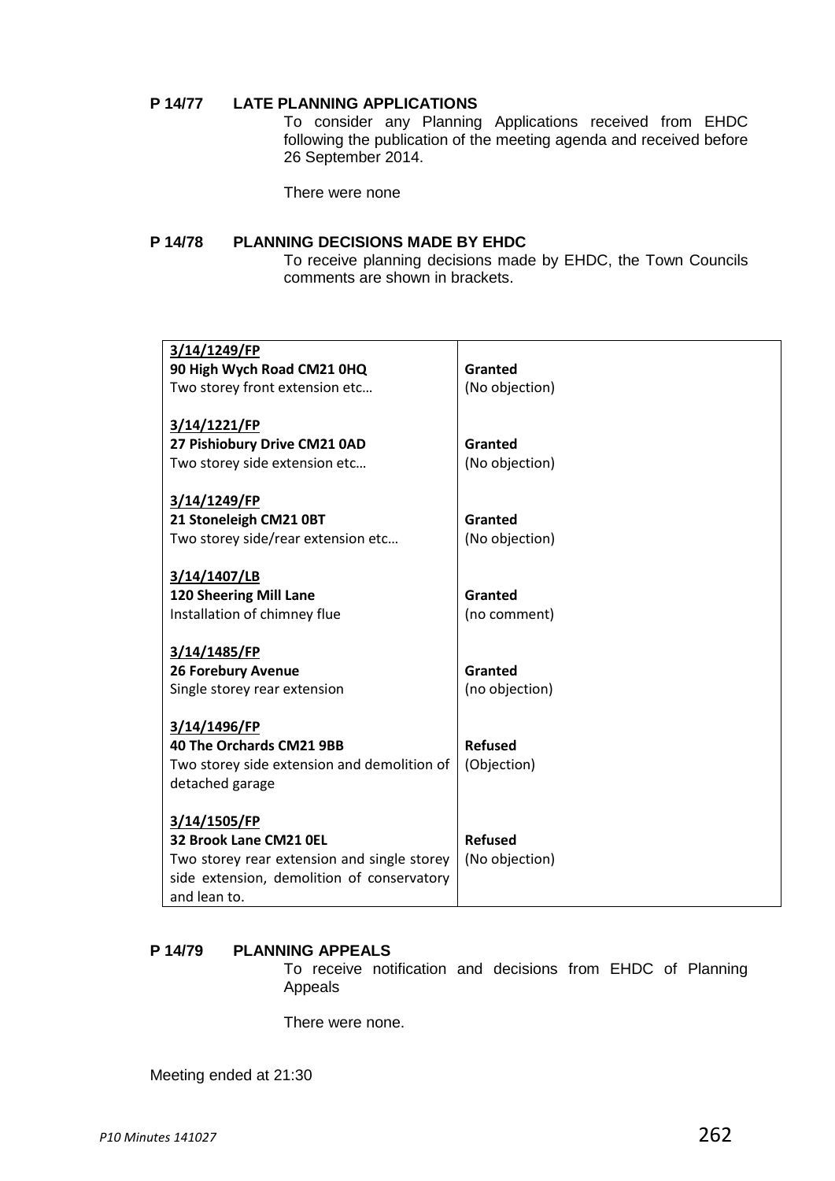**P 14/77 LATE PLANNING APPLICATIONS**

To consider any Planning Applications received from EHDC following the publication of the meeting agenda and received before 26 September 2014.

There were none

**P 14/78 PLANNING DECISIONS MADE BY EHDC**

To receive planning decisions made by EHDC, the Town Councils comments are shown in brackets.

| | |
|---|---|
| **3/14/1249/FP**<br>**90 High Wych Road CM21 0HQ**<br>Two storey front extension etc… | **Granted**<br>(No objection) |
| **3/14/1221/FP**<br>**27 Pishiobury Drive CM21 0AD**<br>Two storey side extension etc… | **Granted**<br>(No objection) |
| **3/14/1249/FP**<br>**21 Stoneleigh CM21 0BT**<br>Two storey side/rear extension etc… | **Granted**<br>(No objection) |
| **3/14/1407/LB**<br>**120 Sheering Mill Lane**<br>Installation of chimney flue | **Granted**<br>(no comment) |
| **3/14/1485/FP**<br>**26 Forebury Avenue**<br>Single storey rear extension | **Granted**<br>(no objection) |
| **3/14/1496/FP**<br>**40 The Orchards CM21 9BB**<br>Two storey side extension and demolition of detached garage | **Refused**<br>(Objection) |
| **3/14/1505/FP**<br>**32 Brook Lane CM21 0EL**<br>Two storey rear extension and single storey side extension, demolition of conservatory and lean to. | **Refused**<br>(No objection) |

**P 14/79 PLANNING APPEALS**

To receive notification and decisions from EHDC of Planning Appeals

There were none.

Meeting ended at 21:30